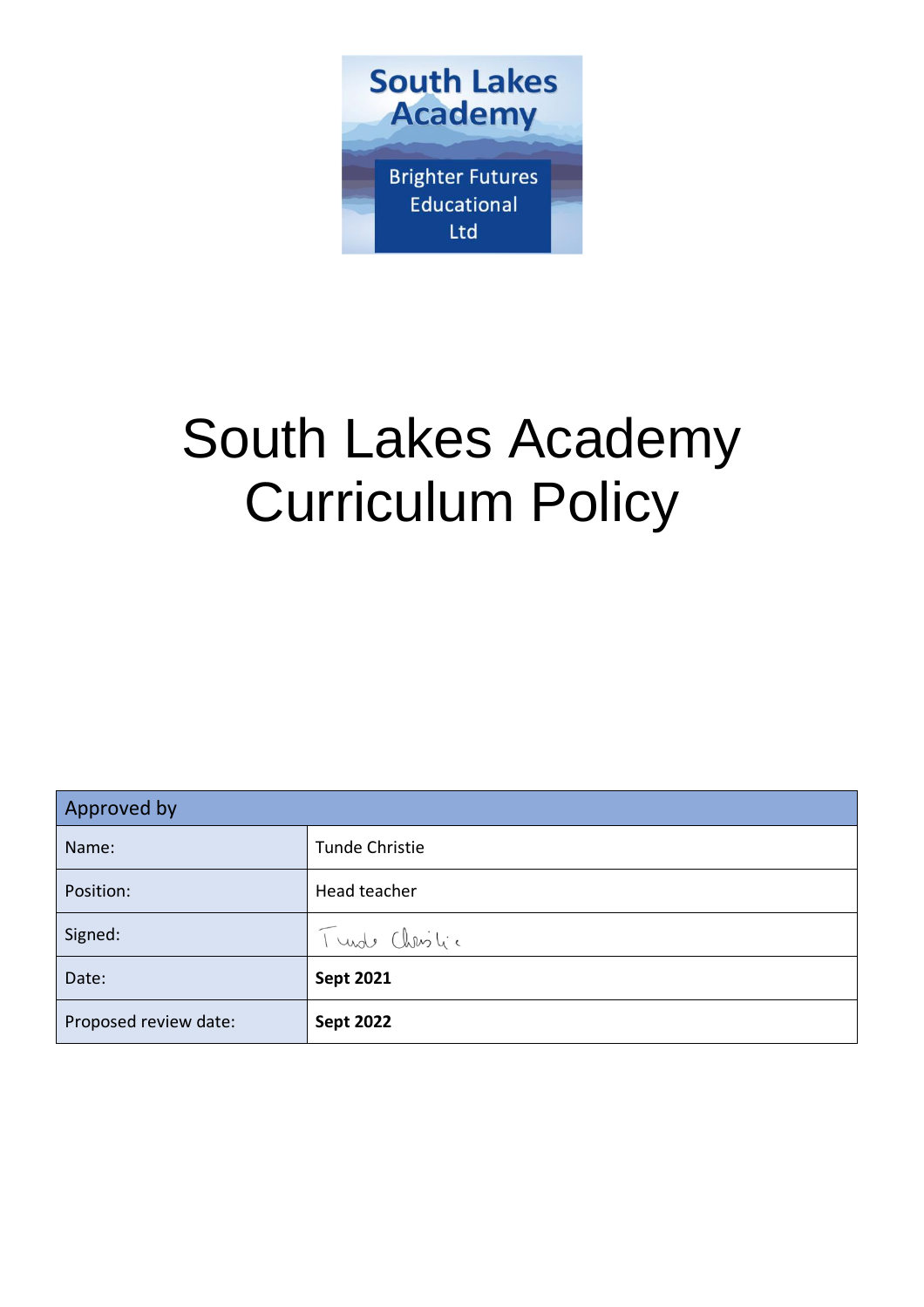South Lakes Academy

Brighter Futures Educational Ltd

# South Lakes Academy Curriculum Policy

| Approved by | |
|---|---|
| Name: | Tunde Christie |
| Position: | Head teacher |
| Signed: | Tunde Christie |
| Date: | **Sept 2021** |
| Proposed review date: | **Sept 2022** |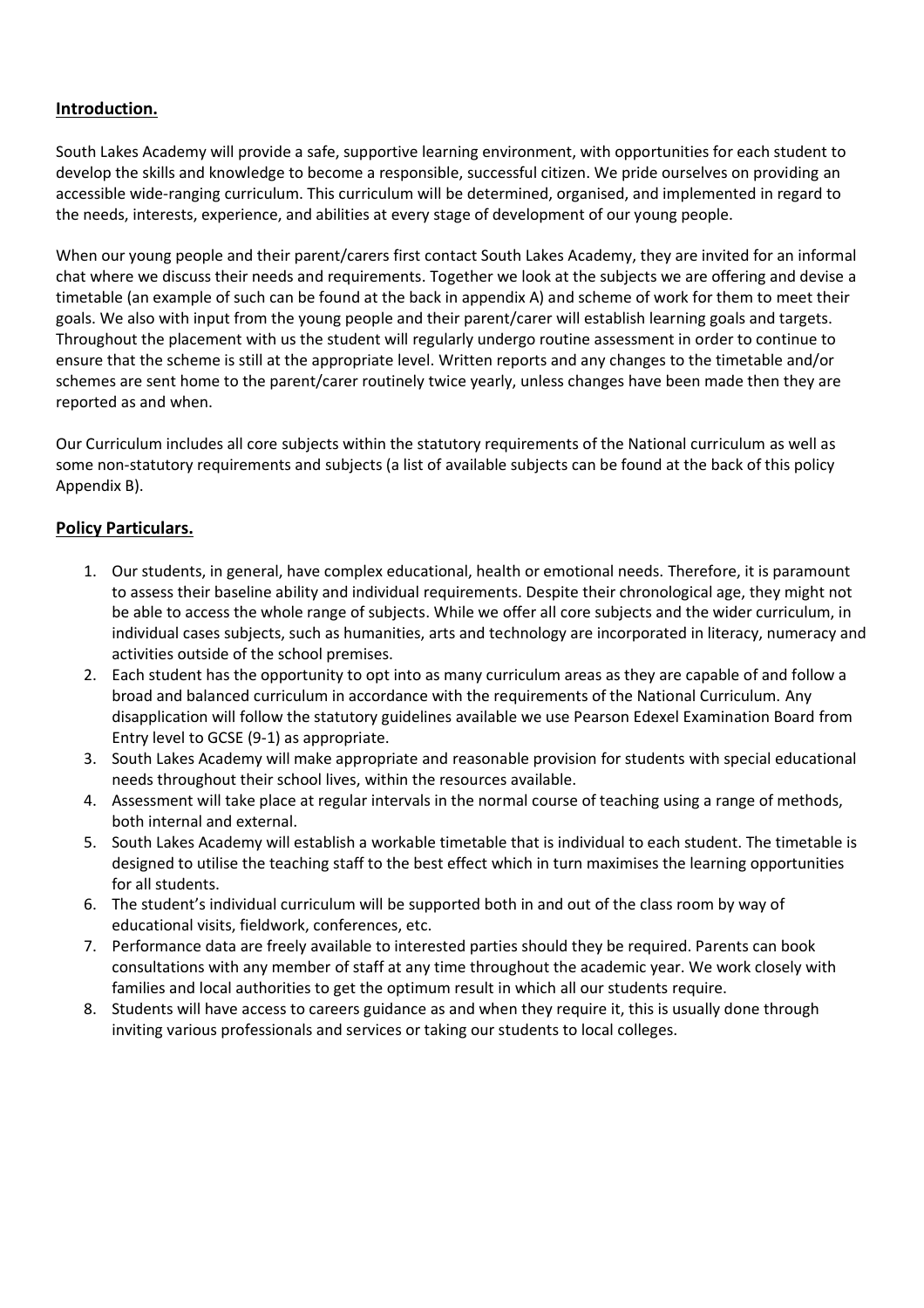## Introduction.

South Lakes Academy will provide a safe, supportive learning environment, with opportunities for each student to develop the skills and knowledge to become a responsible, successful citizen. We pride ourselves on providing an accessible wide-ranging curriculum. This curriculum will be determined, organised, and implemented in regard to the needs, interests, experience, and abilities at every stage of development of our young people.

When our young people and their parent/carers first contact South Lakes Academy, they are invited for an informal chat where we discuss their needs and requirements. Together we look at the subjects we are offering and devise a timetable (an example of such can be found at the back in appendix A) and scheme of work for them to meet their goals. We also with input from the young people and their parent/carer will establish learning goals and targets. Throughout the placement with us the student will regularly undergo routine assessment in order to continue to ensure that the scheme is still at the appropriate level. Written reports and any changes to the timetable and/or schemes are sent home to the parent/carer routinely twice yearly, unless changes have been made then they are reported as and when.

Our Curriculum includes all core subjects within the statutory requirements of the National curriculum as well as some non-statutory requirements and subjects (a list of available subjects can be found at the back of this policy Appendix B).

## Policy Particulars.

1. Our students, in general, have complex educational, health or emotional needs. Therefore, it is paramount to assess their baseline ability and individual requirements. Despite their chronological age, they might not be able to access the whole range of subjects. While we offer all core subjects and the wider curriculum, in individual cases subjects, such as humanities, arts and technology are incorporated in literacy, numeracy and activities outside of the school premises.
2. Each student has the opportunity to opt into as many curriculum areas as they are capable of and follow a broad and balanced curriculum in accordance with the requirements of the National Curriculum. Any disapplication will follow the statutory guidelines available we use Pearson Edexel Examination Board from Entry level to GCSE (9-1) as appropriate.
3. South Lakes Academy will make appropriate and reasonable provision for students with special educational needs throughout their school lives, within the resources available.
4. Assessment will take place at regular intervals in the normal course of teaching using a range of methods, both internal and external.
5. South Lakes Academy will establish a workable timetable that is individual to each student. The timetable is designed to utilise the teaching staff to the best effect which in turn maximises the learning opportunities for all students.
6. The student's individual curriculum will be supported both in and out of the class room by way of educational visits, fieldwork, conferences, etc.
7. Performance data are freely available to interested parties should they be required. Parents can book consultations with any member of staff at any time throughout the academic year. We work closely with families and local authorities to get the optimum result in which all our students require.
8. Students will have access to careers guidance as and when they require it, this is usually done through inviting various professionals and services or taking our students to local colleges.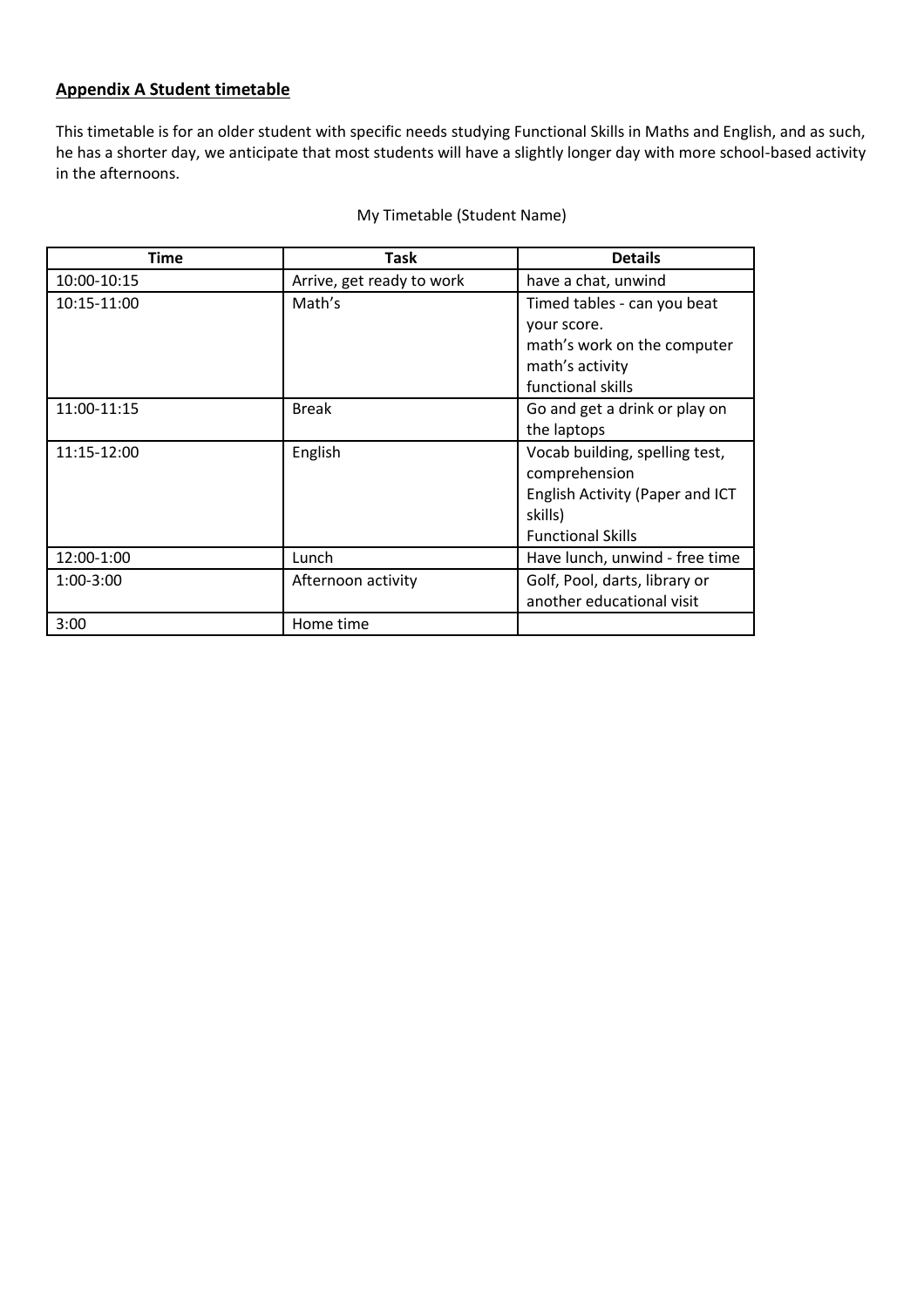**Appendix A Student timetable**

This timetable is for an older student with specific needs studying Functional Skills in Maths and English, and as such, he has a shorter day, we anticipate that most students will have a slightly longer day with more school-based activity in the afternoons.

My Timetable (Student Name)

| Time | Task | Details |
|---|---|---|
| 10:00-10:15 | Arrive, get ready to work | have a chat, unwind |
| 10:15-11:00 | Math's | Timed tables - can you beat your score.<br>math's work on the computer<br>math's activity<br>functional skills |
| 11:00-11:15 | Break | Go and get a drink or play on the laptops |
| 11:15-12:00 | English | Vocab building, spelling test, comprehension<br>English Activity (Paper and ICT skills)<br>Functional Skills |
| 12:00-1:00 | Lunch | Have lunch, unwind - free time |
| 1:00-3:00 | Afternoon activity | Golf, Pool, darts, library or another educational visit |
| 3:00 | Home time | |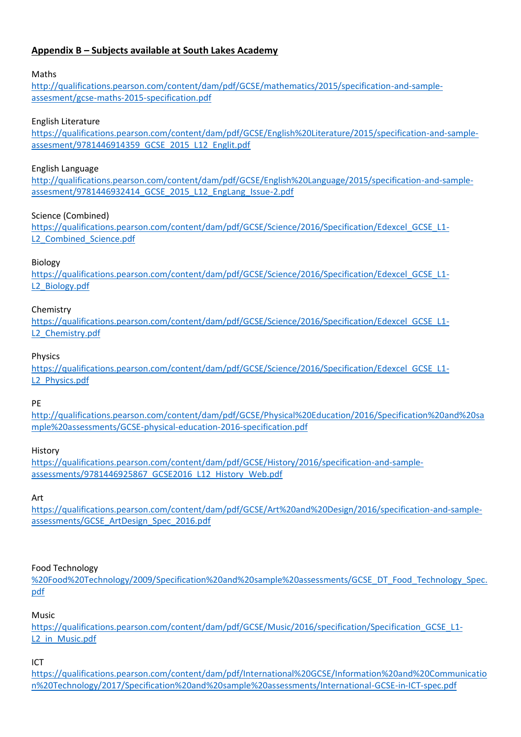## **Appendix B – Subjects available at South Lakes Academy**

Maths
http://qualifications.pearson.com/content/dam/pdf/GCSE/mathematics/2015/specification-and-sample-assesment/gcse-maths-2015-specification.pdf

English Literature
https://qualifications.pearson.com/content/dam/pdf/GCSE/English%20Literature/2015/specification-and-sample-assesment/9781446914359_GCSE_2015_L12_Englit.pdf

English Language
http://qualifications.pearson.com/content/dam/pdf/GCSE/English%20Language/2015/specification-and-sample-assesment/9781446932414_GCSE_2015_L12_EngLang_Issue-2.pdf

Science (Combined)
https://qualifications.pearson.com/content/dam/pdf/GCSE/Science/2016/Specification/Edexcel_GCSE_L1-L2_Combined_Science.pdf

Biology
https://qualifications.pearson.com/content/dam/pdf/GCSE/Science/2016/Specification/Edexcel_GCSE_L1-L2_Biology.pdf

Chemistry
https://qualifications.pearson.com/content/dam/pdf/GCSE/Science/2016/Specification/Edexcel_GCSE_L1-L2_Chemistry.pdf

Physics
https://qualifications.pearson.com/content/dam/pdf/GCSE/Science/2016/Specification/Edexcel_GCSE_L1-L2_Physics.pdf

PE
http://qualifications.pearson.com/content/dam/pdf/GCSE/Physical%20Education/2016/Specification%20and%20sample%20assessments/GCSE-physical-education-2016-specification.pdf

History
https://qualifications.pearson.com/content/dam/pdf/GCSE/History/2016/specification-and-sample-assessments/9781446925867_GCSE2016_L12_History_Web.pdf

Art
https://qualifications.pearson.com/content/dam/pdf/GCSE/Art%20and%20Design/2016/specification-and-sample-assessments/GCSE_ArtDesign_Spec_2016.pdf

Food Technology
%20Food%20Technology/2009/Specification%20and%20sample%20assessments/GCSE_DT_Food_Technology_Spec.pdf

Music
https://qualifications.pearson.com/content/dam/pdf/GCSE/Music/2016/specification/Specification_GCSE_L1-L2_in_Music.pdf

ICT
https://qualifications.pearson.com/content/dam/pdf/International%20GCSE/Information%20and%20Communication%20Technology/2017/Specification%20and%20sample%20assessments/International-GCSE-in-ICT-spec.pdf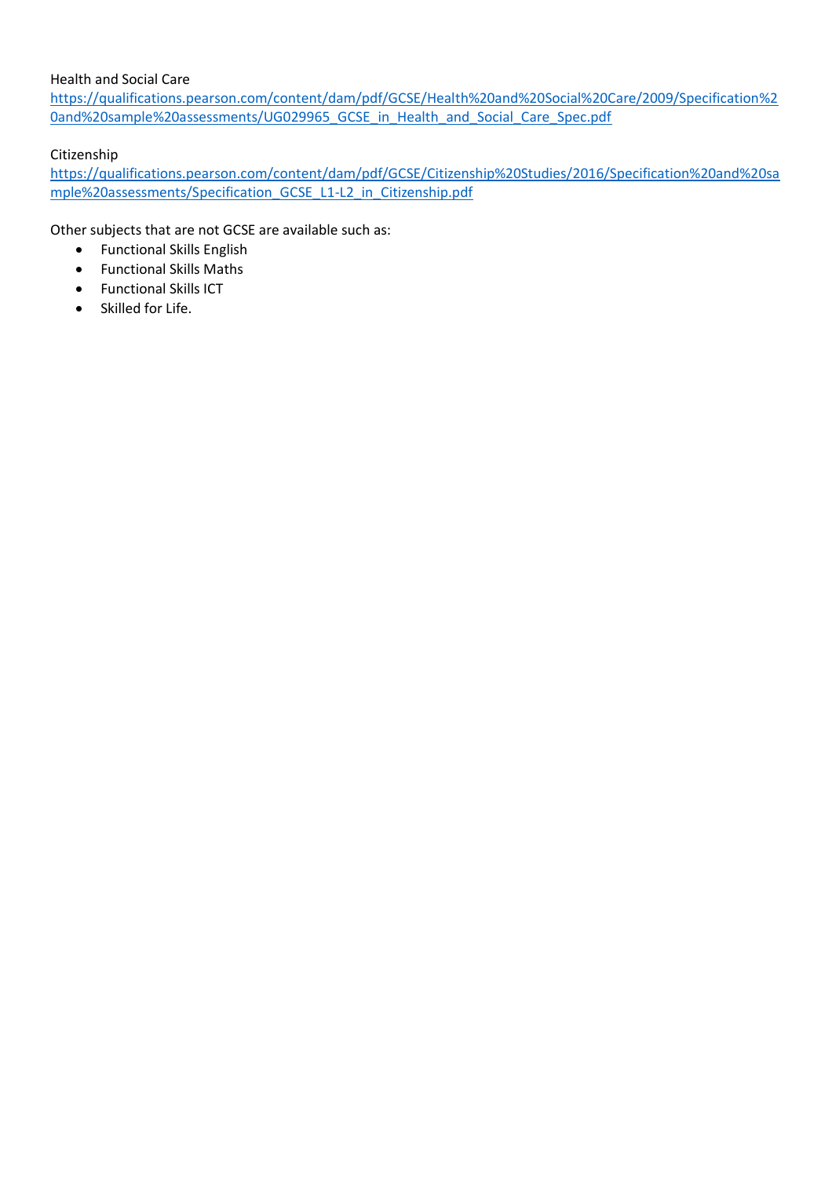Health and Social Care
https://qualifications.pearson.com/content/dam/pdf/GCSE/Health%20and%20Social%20Care/2009/Specification%20and%20sample%20assessments/UG029965_GCSE_in_Health_and_Social_Care_Spec.pdf

Citizenship
https://qualifications.pearson.com/content/dam/pdf/GCSE/Citizenship%20Studies/2016/Specification%20and%20sample%20assessments/Specification_GCSE_L1-L2_in_Citizenship.pdf

Other subjects that are not GCSE are available such as:

- Functional Skills English
- Functional Skills Maths
- Functional Skills ICT
- Skilled for Life.